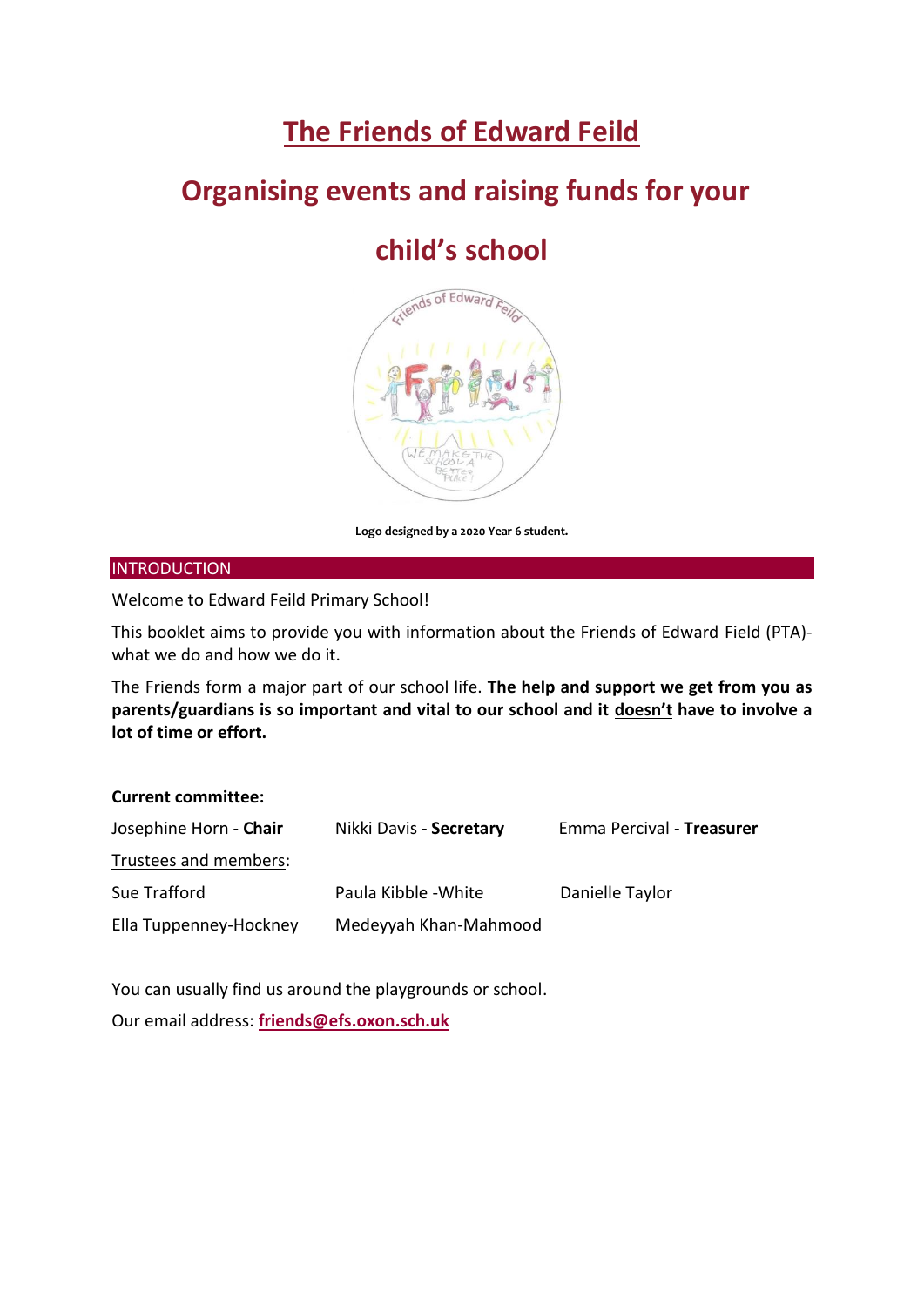# The Friends of Edward Feild

## Organising events and raising funds for your child's school

Logo designed by a 2020 Year 6 student.

## INTRODUCTION

Welcome to Edward Feild Primary School!

This booklet aims to provide you with information about the Friends of Edward Field (PTA)- what we do and how we do it.

The Friends form a major part of our school life. **The help and support we get from you as parents/guardians is so important and vital to our school and it doesn't have to involve a lot of time or effort.**

**Current committee:**

| | | |
|---|---|---|
| Josephine Horn - **Chair** | Nikki Davis - **Secretary** | Emma Percival - **Treasurer** |
| Trustees and members: | | |
| Sue Trafford | Paula Kibble -White | Danielle Taylor |
| Ella Tuppenney-Hockney | Medeyyah Khan-Mahmood | |

You can usually find us around the playgrounds or school.

Our email address: **friends@efs.oxon.sch.uk**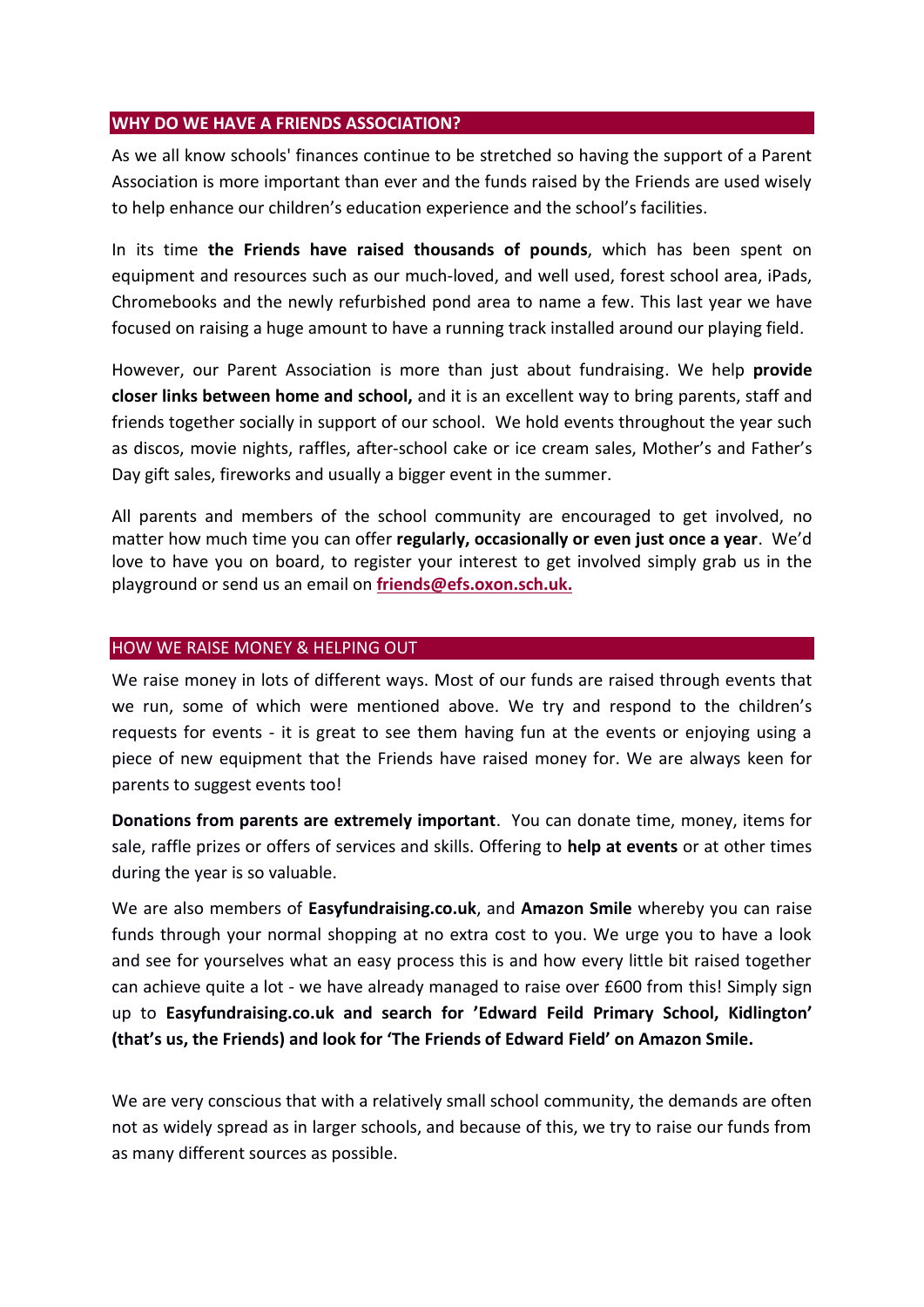## WHY DO WE HAVE A FRIENDS ASSOCIATION?

As we all know schools' finances continue to be stretched so having the support of a Parent Association is more important than ever and the funds raised by the Friends are used wisely to help enhance our children's education experience and the school's facilities.

In its time **the Friends have raised thousands of pounds**, which has been spent on equipment and resources such as our much-loved, and well used, forest school area, iPads, Chromebooks and the newly refurbished pond area to name a few. This last year we have focused on raising a huge amount to have a running track installed around our playing field.

However, our Parent Association is more than just about fundraising. We help **provide closer links between home and school,** and it is an excellent way to bring parents, staff and friends together socially in support of our school. We hold events throughout the year such as discos, movie nights, raffles, after-school cake or ice cream sales, Mother's and Father's Day gift sales, fireworks and usually a bigger event in the summer.

All parents and members of the school community are encouraged to get involved, no matter how much time you can offer **regularly, occasionally or even just once a year**. We'd love to have you on board, to register your interest to get involved simply grab us in the playground or send us an email on **friends@efs.oxon.sch.uk.**

## HOW WE RAISE MONEY & HELPING OUT

We raise money in lots of different ways. Most of our funds are raised through events that we run, some of which were mentioned above. We try and respond to the children's requests for events - it is great to see them having fun at the events or enjoying using a piece of new equipment that the Friends have raised money for. We are always keen for parents to suggest events too!

**Donations from parents are extremely important**. You can donate time, money, items for sale, raffle prizes or offers of services and skills. Offering to **help at events** or at other times during the year is so valuable.

We are also members of **Easyfundraising.co.uk**, and **Amazon Smile** whereby you can raise funds through your normal shopping at no extra cost to you. We urge you to have a look and see for yourselves what an easy process this is and how every little bit raised together can achieve quite a lot - we have already managed to raise over £600 from this! Simply sign up to **Easyfundraising.co.uk and search for 'Edward Feild Primary School, Kidlington' (that's us, the Friends) and look for 'The Friends of Edward Field' on Amazon Smile.**

We are very conscious that with a relatively small school community, the demands are often not as widely spread as in larger schools, and because of this, we try to raise our funds from as many different sources as possible.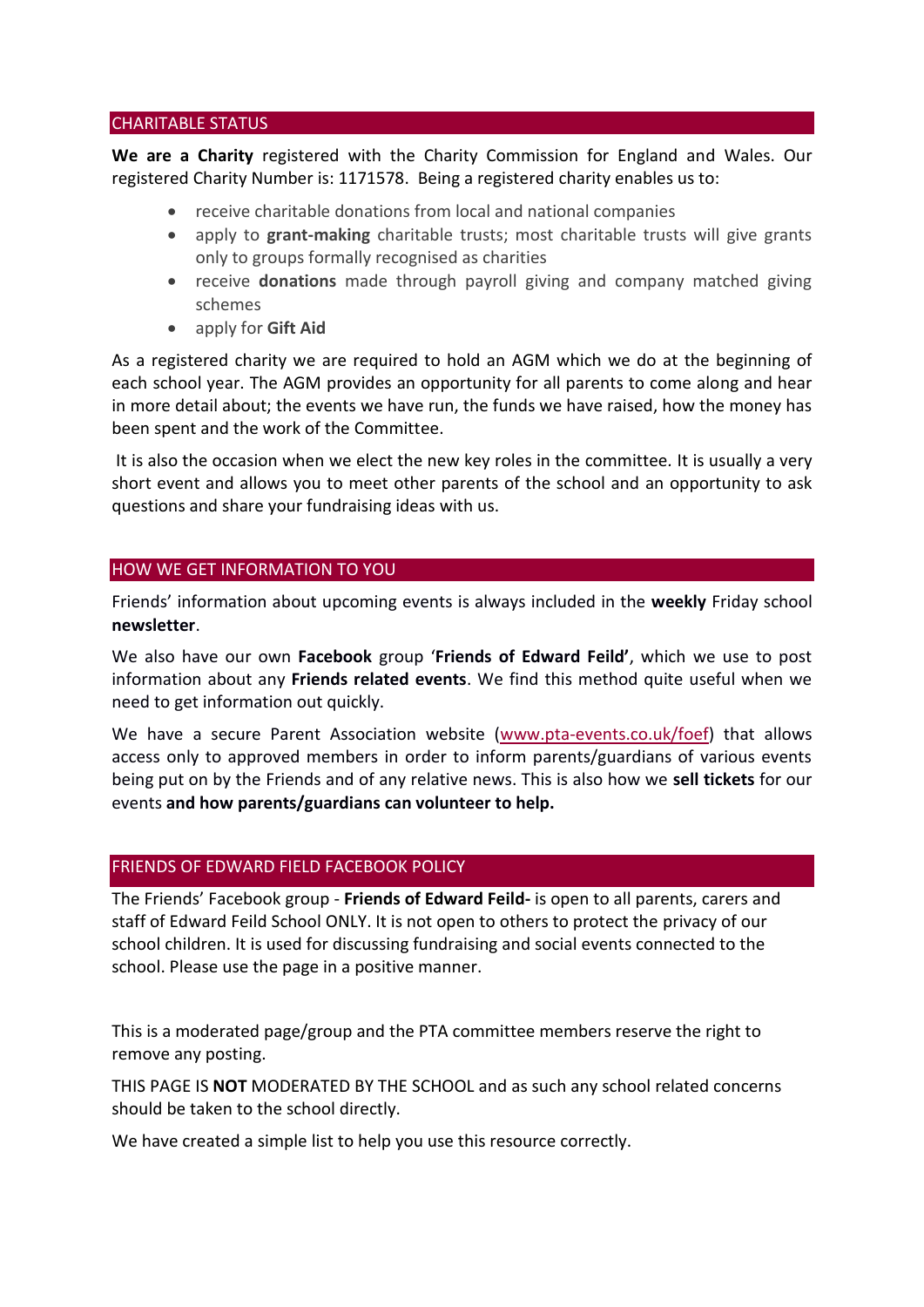## CHARITABLE STATUS

**We are a Charity** registered with the Charity Commission for England and Wales. Our registered Charity Number is: 1171578. Being a registered charity enables us to:

- receive charitable donations from local and national companies
- apply to **grant-making** charitable trusts; most charitable trusts will give grants only to groups formally recognised as charities
- receive **donations** made through payroll giving and company matched giving schemes
- apply for **Gift Aid**

As a registered charity we are required to hold an AGM which we do at the beginning of each school year. The AGM provides an opportunity for all parents to come along and hear in more detail about; the events we have run, the funds we have raised, how the money has been spent and the work of the Committee.

It is also the occasion when we elect the new key roles in the committee. It is usually a very short event and allows you to meet other parents of the school and an opportunity to ask questions and share your fundraising ideas with us.

## HOW WE GET INFORMATION TO YOU

Friends' information about upcoming events is always included in the **weekly** Friday school **newsletter**.

We also have our own **Facebook** group '**Friends of Edward Feild'**, which we use to post information about any **Friends related events**. We find this method quite useful when we need to get information out quickly.

We have a secure Parent Association website ([www.pta-events.co.uk/foef](www.pta-events.co.uk/foef)) that allows access only to approved members in order to inform parents/guardians of various events being put on by the Friends and of any relative news. This is also how we **sell tickets** for our events **and how parents/guardians can volunteer to help.**

## FRIENDS OF EDWARD FIELD FACEBOOK POLICY

The Friends' Facebook group - **Friends of Edward Feild-** is open to all parents, carers and staff of Edward Feild School ONLY. It is not open to others to protect the privacy of our school children. It is used for discussing fundraising and social events connected to the school. Please use the page in a positive manner.

This is a moderated page/group and the PTA committee members reserve the right to remove any posting.

THIS PAGE IS **NOT** MODERATED BY THE SCHOOL and as such any school related concerns should be taken to the school directly.

We have created a simple list to help you use this resource correctly.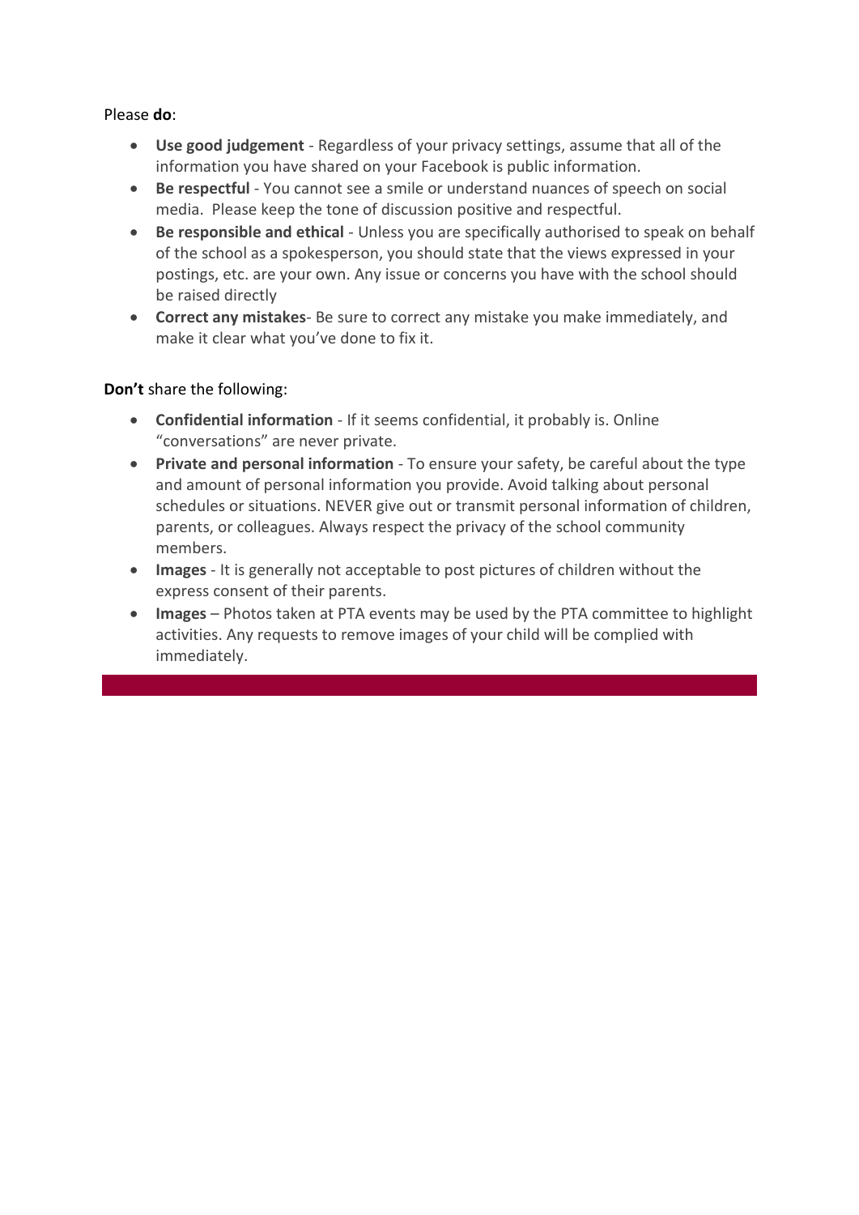Please **do**:

- **Use good judgement** - Regardless of your privacy settings, assume that all of the information you have shared on your Facebook is public information.
- **Be respectful** - You cannot see a smile or understand nuances of speech on social media. Please keep the tone of discussion positive and respectful.
- **Be responsible and ethical** - Unless you are specifically authorised to speak on behalf of the school as a spokesperson, you should state that the views expressed in your postings, etc. are your own. Any issue or concerns you have with the school should be raised directly
- **Correct any mistakes**- Be sure to correct any mistake you make immediately, and make it clear what you've done to fix it.

**Don't** share the following:

- **Confidential information** - If it seems confidential, it probably is. Online "conversations" are never private.
- **Private and personal information** - To ensure your safety, be careful about the type and amount of personal information you provide. Avoid talking about personal schedules or situations. NEVER give out or transmit personal information of children, parents, or colleagues. Always respect the privacy of the school community members.
- **Images** - It is generally not acceptable to post pictures of children without the express consent of their parents.
- **Images** – Photos taken at PTA events may be used by the PTA committee to highlight activities. Any requests to remove images of your child will be complied with immediately.